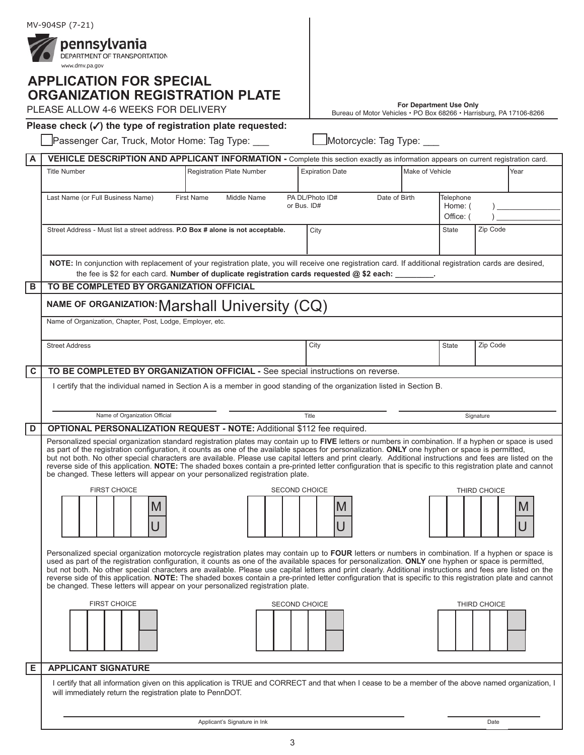MV-904SP (7-21)

pennsylvania
DEPARTMENT OF TRANSPORTATION
www.dmv.pa.gov

# APPLICATION FOR SPECIAL ORGANIZATION REGISTRATION PLATE

PLEASE ALLOW 4-6 WEEKS FOR DELIVERY

**For Department Use Only**
Bureau of Motor Vehicles • PO Box 68266 • Harrisburg, PA 17106-8266

**Please check (✓) the type of registration plate requested:**

☐ Passenger Car, Truck, Motor Home: Tag Type: ___ ☐ Motorcycle: Tag Type: ___

## A VEHICLE DESCRIPTION AND APPLICANT INFORMATION - Complete this section exactly as information appears on current registration card.

| Title Number | Registration Plate Number | Expiration Date | Make of Vehicle | Year |
|---|---|---|---|---|
| | | | | |

| Last Name (or Full Business Name) | First Name | Middle Name | PA DL/Photo ID# or Bus. ID# | Date of Birth | Telephone Home: ( ) ________ Office: ( ) ________ |
|---|---|---|---|---|---|
| | | | | | |

| Street Address - Must list a street address. **P.O Box # alone is not acceptable.** | City | State | Zip Code |
|---|---|---|---|
| | | | |

**NOTE:** In conjunction with replacement of your registration plate, you will receive one registration card. If additional registration cards are desired, the fee is $2 for each card. **Number of duplicate registration cards requested @ $2 each: ________.**

## B TO BE COMPLETED BY ORGANIZATION OFFICIAL

**NAME OF ORGANIZATION:** Marshall University (CQ)

Name of Organization, Chapter, Post, Lodge, Employer, etc.

| Street Address | City | State | Zip Code |
|---|---|---|---|
| | | | |

## C TO BE COMPLETED BY ORGANIZATION OFFICIAL - See special instructions on reverse.

I certify that the individual named in Section A is a member in good standing of the organization listed in Section B.

| Name of Organization Official | Title | Signature |
|---|---|---|
| | | |

## D OPTIONAL PERSONALIZATION REQUEST - NOTE: Additional $112 fee required.

Personalized special organization standard registration plates may contain up to **FIVE** letters or numbers in combination. If a hyphen or space is used as part of the registration configuration, it counts as one of the available spaces for personalization. **ONLY** one hyphen or space is permitted, but not both. No other special characters are available. Please use capital letters and print clearly. Additional instructions and fees are listed on the reverse side of this application. **NOTE:** The shaded boxes contain a pre-printed letter configuration that is specific to this registration plate and cannot be changed. These letters will appear on your personalized registration plate.

FIRST CHOICE: ☐ ☐ ☐ ☐ ☐ M/U

SECOND CHOICE: ☐ ☐ ☐ ☐ ☐ M/U

THIRD CHOICE: ☐ ☐ ☐ ☐ ☐ M/U

Personalized special organization motorcycle registration plates may contain up to **FOUR** letters or numbers in combination. If a hyphen or space is used as part of the registration configuration, it counts as one of the available spaces for personalization. **ONLY** one hyphen or space is permitted, but not both. No other special characters are available. Please use capital letters and print clearly. Additional instructions and fees are listed on the reverse side of this application. **NOTE:** The shaded boxes contain a pre-printed letter configuration that is specific to this registration plate and cannot be changed. These letters will appear on your personalized registration plate.

FIRST CHOICE: ☐ ☐ ☐ ☐

SECOND CHOICE: ☐ ☐ ☐ ☐

THIRD CHOICE: ☐ ☐ ☐ ☐

## E APPLICANT SIGNATURE

I certify that all information given on this application is TRUE and CORRECT and that when I cease to be a member of the above named organization, I will immediately return the registration plate to PennDOT.

| Applicant's Signature in Ink | Date |
|---|---|
| | |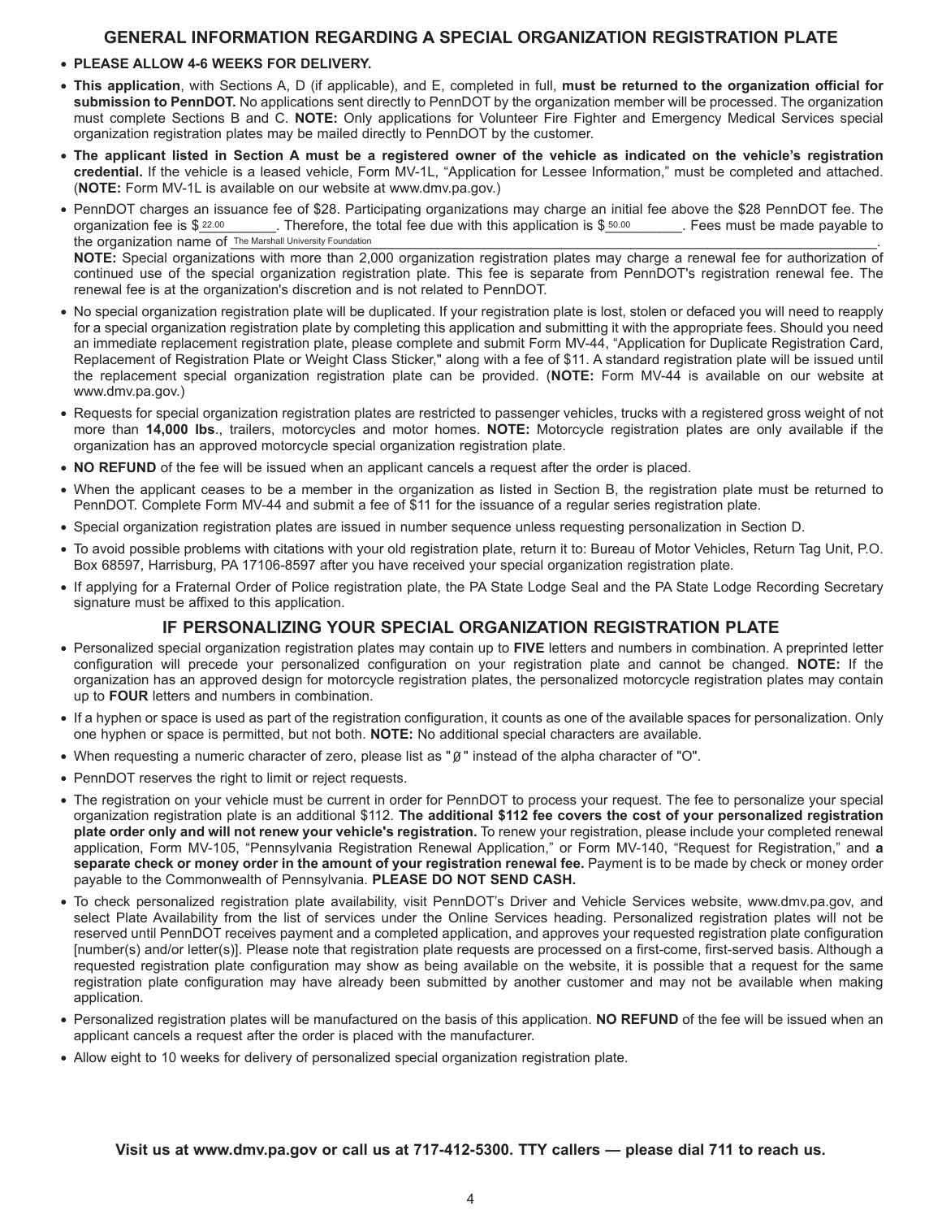## GENERAL INFORMATION REGARDING A SPECIAL ORGANIZATION REGISTRATION PLATE

- **PLEASE ALLOW 4-6 WEEKS FOR DELIVERY.**
- **This application**, with Sections A, D (if applicable), and E, completed in full, **must be returned to the organization official for submission to PennDOT.** No applications sent directly to PennDOT by the organization member will be processed. The organization must complete Sections B and C. **NOTE:** Only applications for Volunteer Fire Fighter and Emergency Medical Services special organization registration plates may be mailed directly to PennDOT by the customer.
- **The applicant listed in Section A must be a registered owner of the vehicle as indicated on the vehicle's registration credential.** If the vehicle is a leased vehicle, Form MV-1L, "Application for Lessee Information," must be completed and attached. (**NOTE:** Form MV-1L is available on our website at www.dmv.pa.gov.)
- PennDOT charges an issuance fee of $28. Participating organizations may charge an initial fee above the $28 PennDOT fee. The organization fee is $ 22.00. Therefore, the total fee due with this application is $ 50.00. Fees must be made payable to the organization name of The Marshall University Foundation.
  **NOTE:** Special organizations with more than 2,000 organization registration plates may charge a renewal fee for authorization of continued use of the special organization registration plate. This fee is separate from PennDOT's registration renewal fee. The renewal fee is at the organization's discretion and is not related to PennDOT.
- No special organization registration plate will be duplicated. If your registration plate is lost, stolen or defaced you will need to reapply for a special organization registration plate by completing this application and submitting it with the appropriate fees. Should you need an immediate replacement registration plate, please complete and submit Form MV-44, "Application for Duplicate Registration Card, Replacement of Registration Plate or Weight Class Sticker," along with a fee of $11. A standard registration plate will be issued until the replacement special organization registration plate can be provided. (**NOTE:** Form MV-44 is available on our website at www.dmv.pa.gov.)
- Requests for special organization registration plates are restricted to passenger vehicles, trucks with a registered gross weight of not more than **14,000 lbs**., trailers, motorcycles and motor homes. **NOTE:** Motorcycle registration plates are only available if the organization has an approved motorcycle special organization registration plate.
- **NO REFUND** of the fee will be issued when an applicant cancels a request after the order is placed.
- When the applicant ceases to be a member in the organization as listed in Section B, the registration plate must be returned to PennDOT. Complete Form MV-44 and submit a fee of $11 for the issuance of a regular series registration plate.
- Special organization registration plates are issued in number sequence unless requesting personalization in Section D.
- To avoid possible problems with citations with your old registration plate, return it to: Bureau of Motor Vehicles, Return Tag Unit, P.O. Box 68597, Harrisburg, PA 17106-8597 after you have received your special organization registration plate.
- If applying for a Fraternal Order of Police registration plate, the PA State Lodge Seal and the PA State Lodge Recording Secretary signature must be affixed to this application.

## IF PERSONALIZING YOUR SPECIAL ORGANIZATION REGISTRATION PLATE

- Personalized special organization registration plates may contain up to **FIVE** letters and numbers in combination. A preprinted letter configuration will precede your personalized configuration on your registration plate and cannot be changed. **NOTE:** If the organization has an approved design for motorcycle registration plates, the personalized motorcycle registration plates may contain up to **FOUR** letters and numbers in combination.
- If a hyphen or space is used as part of the registration configuration, it counts as one of the available spaces for personalization. Only one hyphen or space is permitted, but not both. **NOTE:** No additional special characters are available.
- When requesting a numeric character of zero, please list as "Ø" instead of the alpha character of "O".
- PennDOT reserves the right to limit or reject requests.
- The registration on your vehicle must be current in order for PennDOT to process your request. The fee to personalize your special organization registration plate is an additional $112. **The additional $112 fee covers the cost of your personalized registration plate order only and will not renew your vehicle's registration.** To renew your registration, please include your completed renewal application, Form MV-105, "Pennsylvania Registration Renewal Application," or Form MV-140, "Request for Registration," and **a separate check or money order in the amount of your registration renewal fee.** Payment is to be made by check or money order payable to the Commonwealth of Pennsylvania. **PLEASE DO NOT SEND CASH.**
- To check personalized registration plate availability, visit PennDOT's Driver and Vehicle Services website, www.dmv.pa.gov, and select Plate Availability from the list of services under the Online Services heading. Personalized registration plates will not be reserved until PennDOT receives payment and a completed application, and approves your requested registration plate configuration [number(s) and/or letter(s)]. Please note that registration plate requests are processed on a first-come, first-served basis. Although a requested registration plate configuration may show as being available on the website, it is possible that a request for the same registration plate configuration may have already been submitted by another customer and may not be available when making application.
- Personalized registration plates will be manufactured on the basis of this application. **NO REFUND** of the fee will be issued when an applicant cancels a request after the order is placed with the manufacturer.
- Allow eight to 10 weeks for delivery of personalized special organization registration plate.

**Visit us at www.dmv.pa.gov or call us at 717-412-5300. TTY callers — please dial 711 to reach us.**